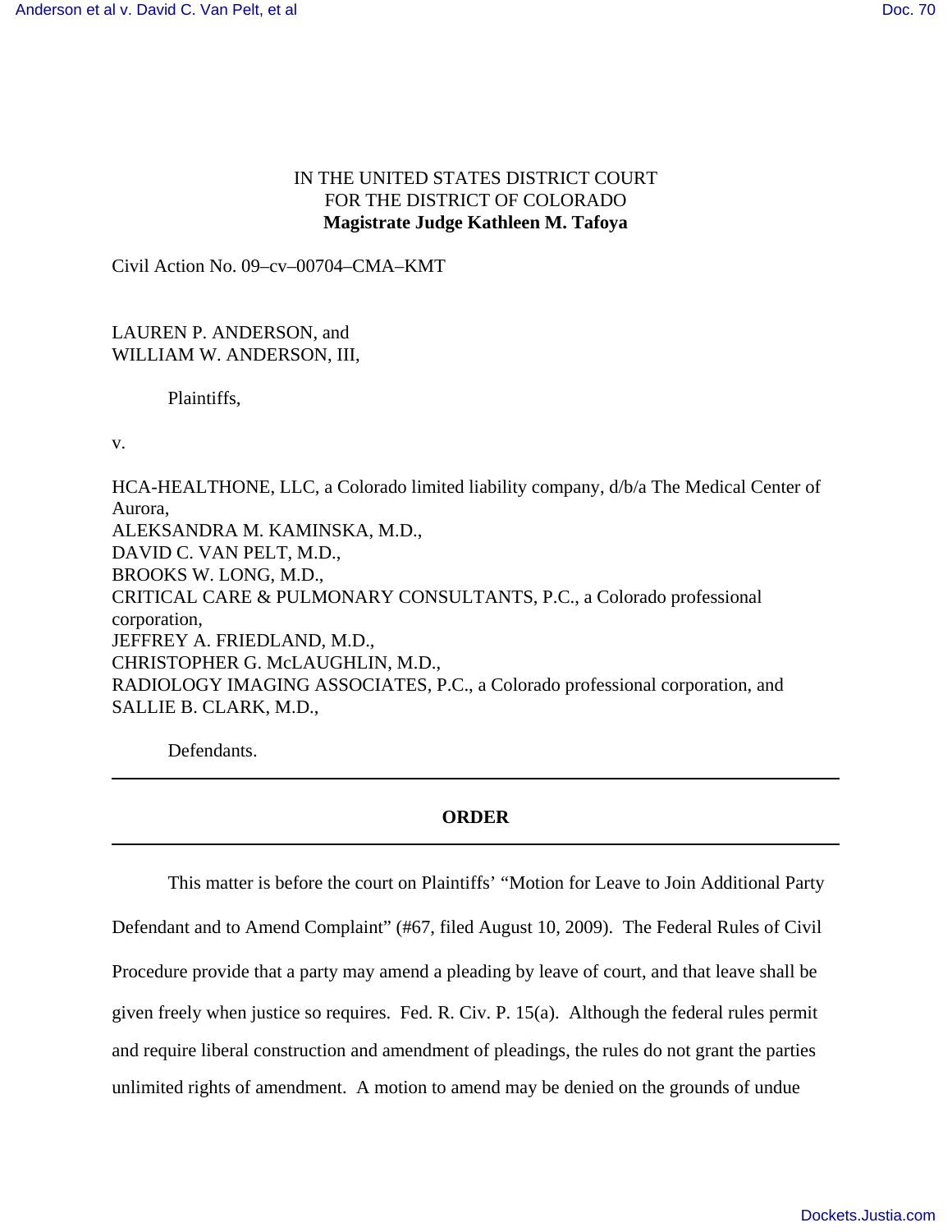IN THE UNITED STATES DISTRICT COURT
FOR THE DISTRICT OF COLORADO
**Magistrate Judge Kathleen M. Tafoya**

Civil Action No. 09–cv–00704–CMA–KMT

LAUREN P. ANDERSON, and
WILLIAM W. ANDERSON, III,

Plaintiffs,

v.

HCA-HEALTHONE, LLC, a Colorado limited liability company, d/b/a The Medical Center of Aurora,
ALEKSANDRA M. KAMINSKA, M.D.,
DAVID C. VAN PELT, M.D.,
BROOKS W. LONG, M.D.,
CRITICAL CARE & PULMONARY CONSULTANTS, P.C., a Colorado professional corporation,
JEFFREY A. FRIEDLAND, M.D.,
CHRISTOPHER G. McLAUGHLIN, M.D.,
RADIOLOGY IMAGING ASSOCIATES, P.C., a Colorado professional corporation, and
SALLIE B. CLARK, M.D.,

Defendants.

---

**ORDER**

---

This matter is before the court on Plaintiffs' "Motion for Leave to Join Additional Party Defendant and to Amend Complaint" (#67, filed August 10, 2009). The Federal Rules of Civil Procedure provide that a party may amend a pleading by leave of court, and that leave shall be given freely when justice so requires. Fed. R. Civ. P. 15(a). Although the federal rules permit and require liberal construction and amendment of pleadings, the rules do not grant the parties unlimited rights of amendment. A motion to amend may be denied on the grounds of undue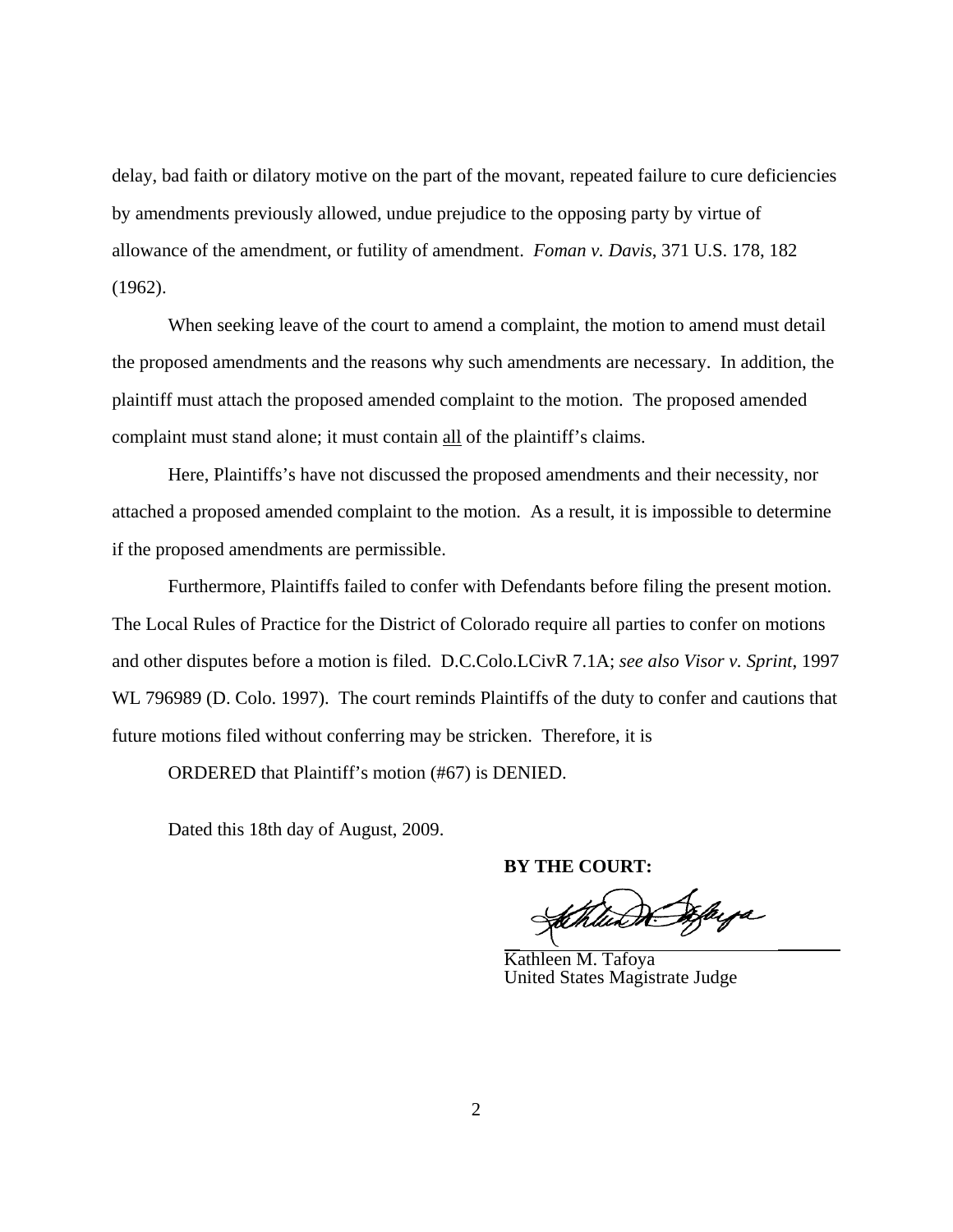delay, bad faith or dilatory motive on the part of the movant, repeated failure to cure deficiencies by amendments previously allowed, undue prejudice to the opposing party by virtue of allowance of the amendment, or futility of amendment. *Foman v. Davis*, 371 U.S. 178, 182 (1962).

When seeking leave of the court to amend a complaint, the motion to amend must detail the proposed amendments and the reasons why such amendments are necessary. In addition, the plaintiff must attach the proposed amended complaint to the motion. The proposed amended complaint must stand alone; it must contain all of the plaintiff's claims.

Here, Plaintiffs's have not discussed the proposed amendments and their necessity, nor attached a proposed amended complaint to the motion. As a result, it is impossible to determine if the proposed amendments are permissible.

Furthermore, Plaintiffs failed to confer with Defendants before filing the present motion. The Local Rules of Practice for the District of Colorado require all parties to confer on motions and other disputes before a motion is filed. D.C.Colo.LCivR 7.1A; *see also Visor v. Sprint*, 1997 WL 796989 (D. Colo. 1997). The court reminds Plaintiffs of the duty to confer and cautions that future motions filed without conferring may be stricken. Therefore, it is

ORDERED that Plaintiff's motion (#67) is DENIED.

Dated this 18th day of August, 2009.

**BY THE COURT:**

Kathleen M. Tafoya
United States Magistrate Judge